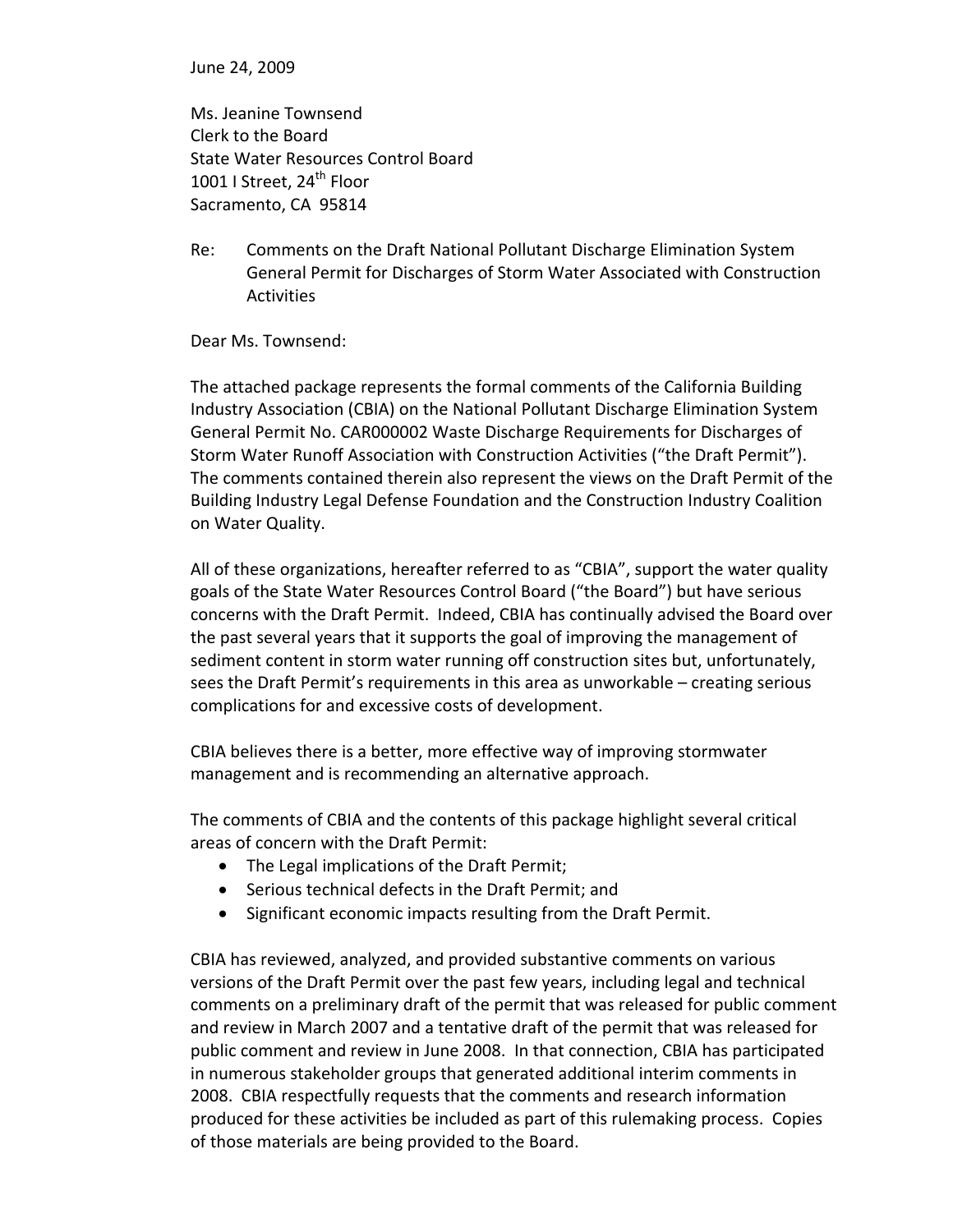June 24, 2009

Ms. Jeanine Townsend
Clerk to the Board
State Water Resources Control Board
1001 I Street, 24th Floor
Sacramento, CA 95814

Re: Comments on the Draft National Pollutant Discharge Elimination System General Permit for Discharges of Storm Water Associated with Construction Activities

Dear Ms. Townsend:

The attached package represents the formal comments of the California Building Industry Association (CBIA) on the National Pollutant Discharge Elimination System General Permit No. CAR000002 Waste Discharge Requirements for Discharges of Storm Water Runoff Association with Construction Activities ("the Draft Permit"). The comments contained therein also represent the views on the Draft Permit of the Building Industry Legal Defense Foundation and the Construction Industry Coalition on Water Quality.

All of these organizations, hereafter referred to as "CBIA", support the water quality goals of the State Water Resources Control Board ("the Board") but have serious concerns with the Draft Permit. Indeed, CBIA has continually advised the Board over the past several years that it supports the goal of improving the management of sediment content in storm water running off construction sites but, unfortunately, sees the Draft Permit's requirements in this area as unworkable – creating serious complications for and excessive costs of development.

CBIA believes there is a better, more effective way of improving stormwater management and is recommending an alternative approach.

The comments of CBIA and the contents of this package highlight several critical areas of concern with the Draft Permit:

- The Legal implications of the Draft Permit;
- Serious technical defects in the Draft Permit; and
- Significant economic impacts resulting from the Draft Permit.

CBIA has reviewed, analyzed, and provided substantive comments on various versions of the Draft Permit over the past few years, including legal and technical comments on a preliminary draft of the permit that was released for public comment and review in March 2007 and a tentative draft of the permit that was released for public comment and review in June 2008. In that connection, CBIA has participated in numerous stakeholder groups that generated additional interim comments in 2008. CBIA respectfully requests that the comments and research information produced for these activities be included as part of this rulemaking process. Copies of those materials are being provided to the Board.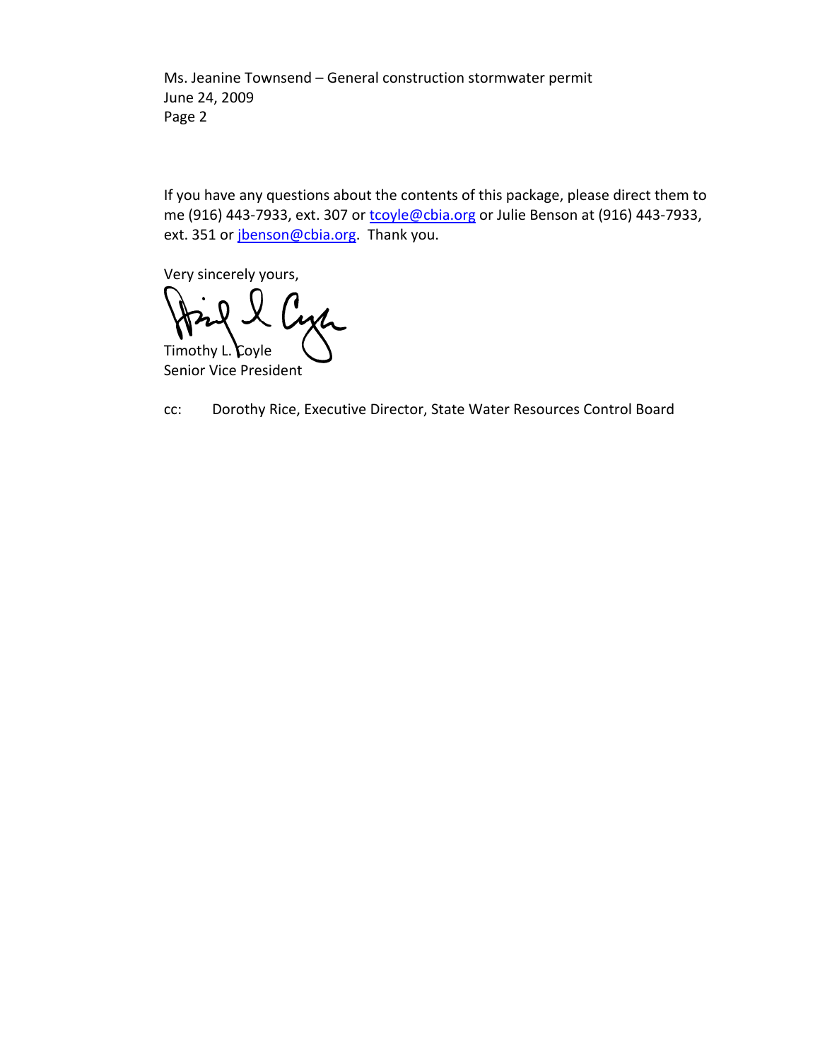If you have any questions about the contents of this package, please direct them to me (916) 443-7933, ext. 307 or tcoyle@cbia.org or Julie Benson at (916) 443-7933, ext. 351 or jbenson@cbia.org. Thank you.

Very sincerely yours,

Timothy L. Coyle
Senior Vice President

cc: Dorothy Rice, Executive Director, State Water Resources Control Board